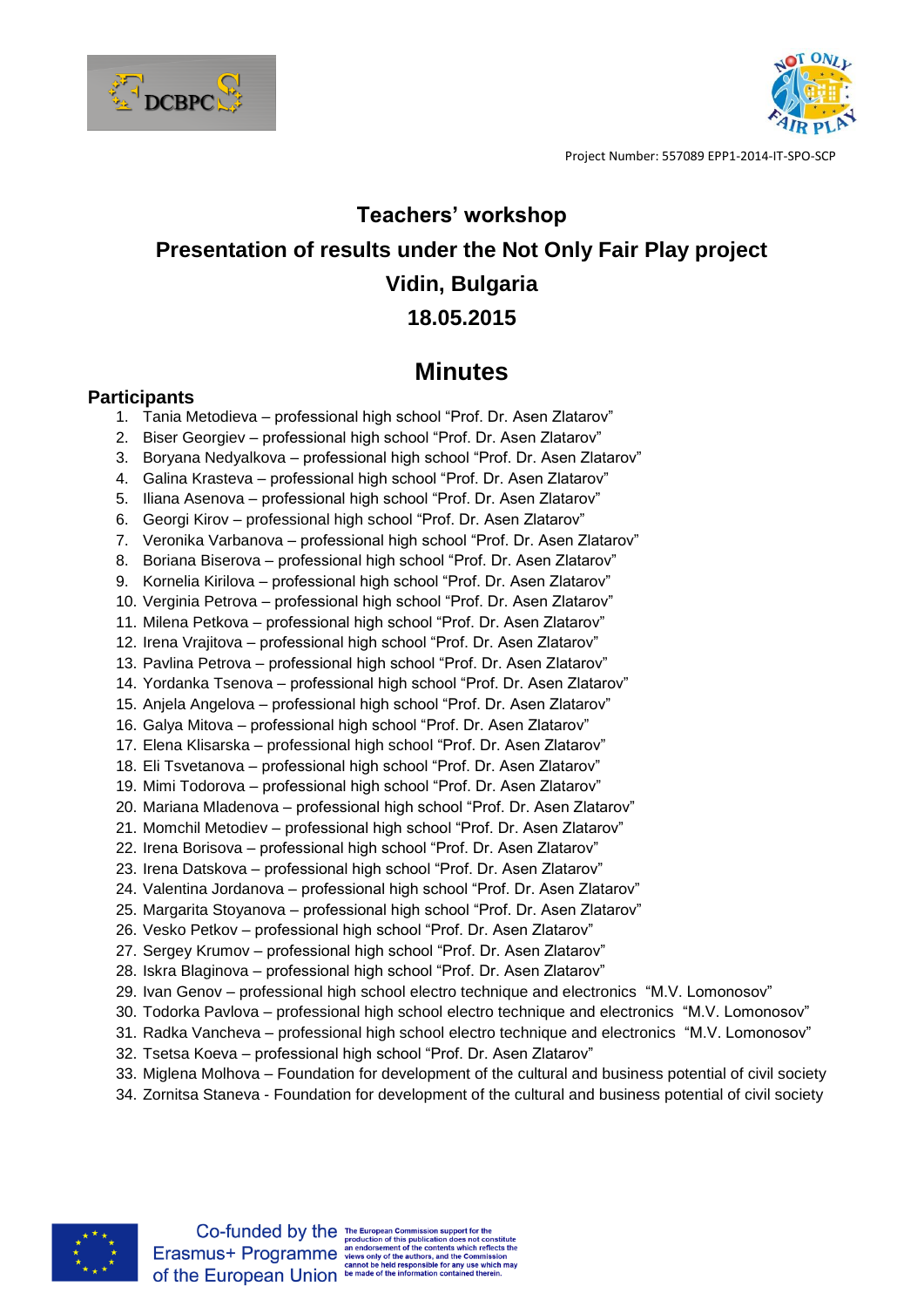Project Number: 557089 EPP1-2014-IT-SPO-SCP

# Teachers' workshop

# Presentation of results under the Not Only Fair Play project

# Vidin, Bulgaria

# 18.05.2015

## Minutes

### Participants

1. Tania Metodieva – professional high school "Prof. Dr. Asen Zlatarov"
2. Biser Georgiev – professional high school "Prof. Dr. Asen Zlatarov"
3. Boryana Nedyalkova – professional high school "Prof. Dr. Asen Zlatarov"
4. Galina Krasteva – professional high school "Prof. Dr. Asen Zlatarov"
5. Iliana Asenova – professional high school "Prof. Dr. Asen Zlatarov"
6. Georgi Kirov – professional high school "Prof. Dr. Asen Zlatarov"
7. Veronika Varbanova – professional high school "Prof. Dr. Asen Zlatarov"
8. Boriana Biserova – professional high school "Prof. Dr. Asen Zlatarov"
9. Kornelia Kirilova – professional high school "Prof. Dr. Asen Zlatarov"
10. Verginia Petrova – professional high school "Prof. Dr. Asen Zlatarov"
11. Milena Petkova – professional high school "Prof. Dr. Asen Zlatarov"
12. Irena Vrajitova – professional high school "Prof. Dr. Asen Zlatarov"
13. Pavlina Petrova – professional high school "Prof. Dr. Asen Zlatarov"
14. Yordanka Tsenova – professional high school "Prof. Dr. Asen Zlatarov"
15. Anjela Angelova – professional high school "Prof. Dr. Asen Zlatarov"
16. Galya Mitova – professional high school "Prof. Dr. Asen Zlatarov"
17. Elena Klisarska – professional high school "Prof. Dr. Asen Zlatarov"
18. Eli Tsvetanova – professional high school "Prof. Dr. Asen Zlatarov"
19. Mimi Todorova – professional high school "Prof. Dr. Asen Zlatarov"
20. Mariana Mladenova – professional high school "Prof. Dr. Asen Zlatarov"
21. Momchil Metodiev – professional high school "Prof. Dr. Asen Zlatarov"
22. Irena Borisova – professional high school "Prof. Dr. Asen Zlatarov"
23. Irena Datskova – professional high school "Prof. Dr. Asen Zlatarov"
24. Valentina Jordanova – professional high school "Prof. Dr. Asen Zlatarov"
25. Margarita Stoyanova – professional high school "Prof. Dr. Asen Zlatarov"
26. Vesko Petkov – professional high school "Prof. Dr. Asen Zlatarov"
27. Sergey Krumov – professional high school "Prof. Dr. Asen Zlatarov"
28. Iskra Blaginova – professional high school "Prof. Dr. Asen Zlatarov"
29. Ivan Genov – professional high school electro technique and electronics "M.V. Lomonosov"
30. Todorka Pavlova – professional high school electro technique and electronics "M.V. Lomonosov"
31. Radka Vancheva – professional high school electro technique and electronics "M.V. Lomonosov"
32. Tsetsa Koeva – professional high school "Prof. Dr. Asen Zlatarov"
33. Miglena Molhova – Foundation for development of the cultural and business potential of civil society
34. Zornitsa Staneva - Foundation for development of the cultural and business potential of civil society

Co-funded by the Erasmus+ Programme of the European Union

The European Commission support for the production of this publication does not constitute an endorsement of the contents which reflects the views only of the authors, and the Commission cannot be held responsible for any use which may be made of the information contained therein.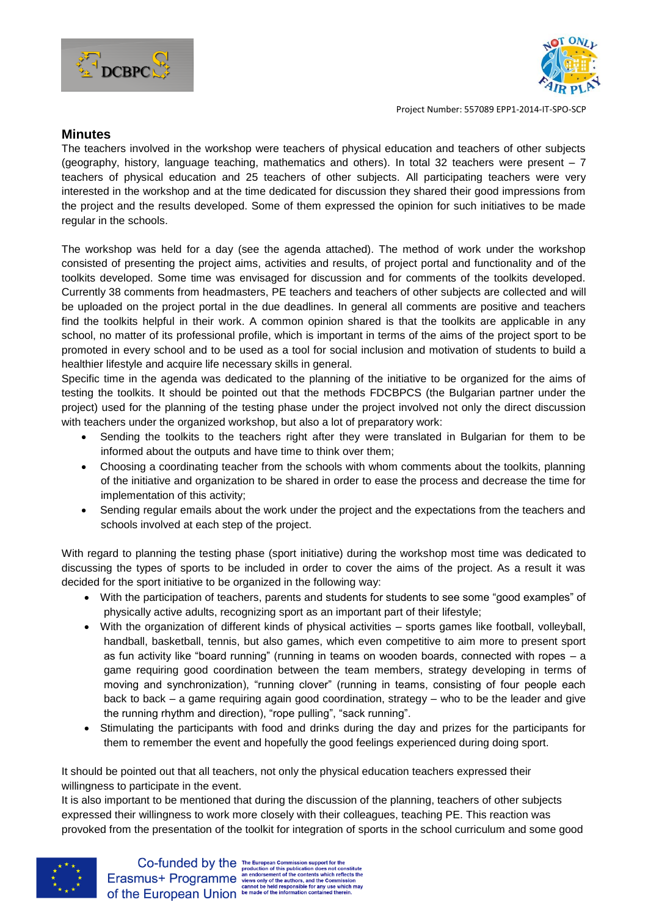## Minutes

The teachers involved in the workshop were teachers of physical education and teachers of other subjects (geography, history, language teaching, mathematics and others). In total 32 teachers were present – 7 teachers of physical education and 25 teachers of other subjects. All participating teachers were very interested in the workshop and at the time dedicated for discussion they shared their good impressions from the project and the results developed. Some of them expressed the opinion for such initiatives to be made regular in the schools.

The workshop was held for a day (see the agenda attached). The method of work under the workshop consisted of presenting the project aims, activities and results, of project portal and functionality and of the toolkits developed. Some time was envisaged for discussion and for comments of the toolkits developed. Currently 38 comments from headmasters, PE teachers and teachers of other subjects are collected and will be uploaded on the project portal in the due deadlines. In general all comments are positive and teachers find the toolkits helpful in their work. A common opinion shared is that the toolkits are applicable in any school, no matter of its professional profile, which is important in terms of the aims of the project sport to be promoted in every school and to be used as a tool for social inclusion and motivation of students to build a healthier lifestyle and acquire life necessary skills in general.

Specific time in the agenda was dedicated to the planning of the initiative to be organized for the aims of testing the toolkits. It should be pointed out that the methods FDCBPCS (the Bulgarian partner under the project) used for the planning of the testing phase under the project involved not only the direct discussion with teachers under the organized workshop, but also a lot of preparatory work:

- Sending the toolkits to the teachers right after they were translated in Bulgarian for them to be informed about the outputs and have time to think over them;
- Choosing a coordinating teacher from the schools with whom comments about the toolkits, planning of the initiative and organization to be shared in order to ease the process and decrease the time for implementation of this activity;
- Sending regular emails about the work under the project and the expectations from the teachers and schools involved at each step of the project.

With regard to planning the testing phase (sport initiative) during the workshop most time was dedicated to discussing the types of sports to be included in order to cover the aims of the project. As a result it was decided for the sport initiative to be organized in the following way:

- With the participation of teachers, parents and students for students to see some "good examples" of physically active adults, recognizing sport as an important part of their lifestyle;
- With the organization of different kinds of physical activities – sports games like football, volleyball, handball, basketball, tennis, but also games, which even competitive to aim more to present sport as fun activity like "board running" (running in teams on wooden boards, connected with ropes – a game requiring good coordination between the team members, strategy developing in terms of moving and synchronization), "running clover" (running in teams, consisting of four people each back to back – a game requiring again good coordination, strategy – who to be the leader and give the running rhythm and direction), "rope pulling", "sack running".
- Stimulating the participants with food and drinks during the day and prizes for the participants for them to remember the event and hopefully the good feelings experienced during doing sport.

It should be pointed out that all teachers, not only the physical education teachers expressed their willingness to participate in the event.

It is also important to be mentioned that during the discussion of the planning, teachers of other subjects expressed their willingness to work more closely with their colleagues, teaching PE. This reaction was provoked from the presentation of the toolkit for integration of sports in the school curriculum and some good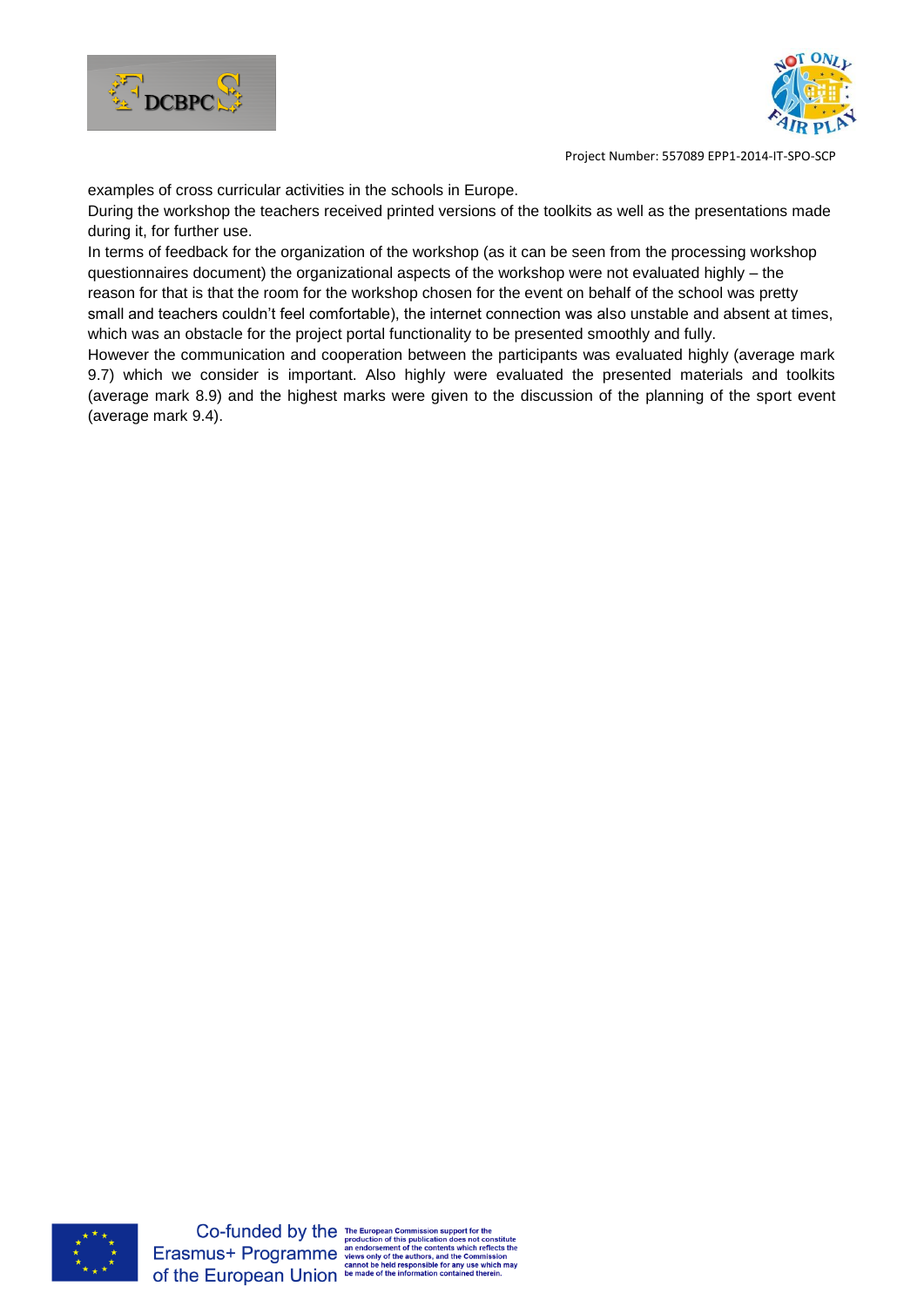examples of cross curricular activities in the schools in Europe.

During the workshop the teachers received printed versions of the toolkits as well as the presentations made during it, for further use.

In terms of feedback for the organization of the workshop (as it can be seen from the processing workshop questionnaires document) the organizational aspects of the workshop were not evaluated highly – the reason for that is that the room for the workshop chosen for the event on behalf of the school was pretty small and teachers couldn't feel comfortable), the internet connection was also unstable and absent at times, which was an obstacle for the project portal functionality to be presented smoothly and fully.

However the communication and cooperation between the participants was evaluated highly (average mark 9.7) which we consider is important. Also highly were evaluated the presented materials and toolkits (average mark 8.9) and the highest marks were given to the discussion of the planning of the sport event (average mark 9.4).